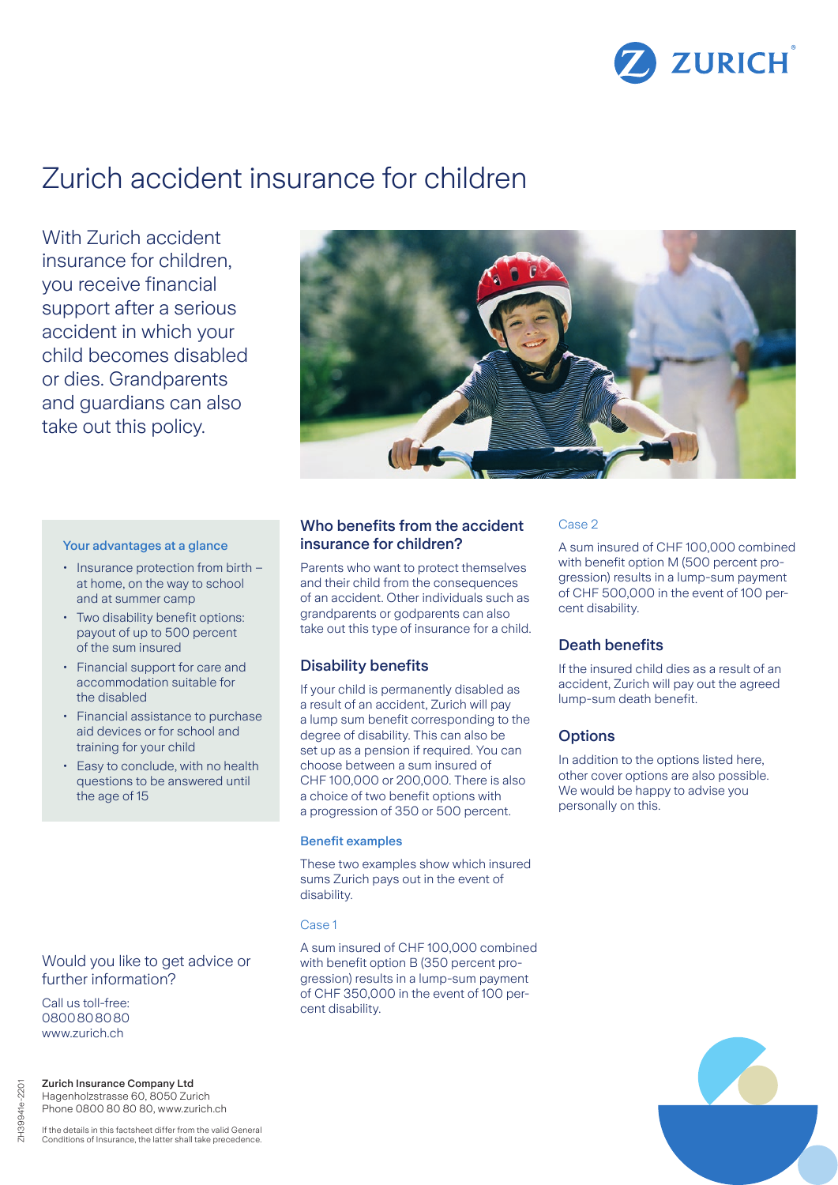ZURICH

# Zurich accident insurance for children

With Zurich accident insurance for children, you receive financial support after a serious accident in which your child becomes disabled or dies. Grandparents and guardians can also take out this policy.

### Your advantages at a glance

- Insurance protection from birth – at home, on the way to school and at summer camp
- Two disability benefit options: payout of up to 500 percent of the sum insured
- Financial support for care and accommodation suitable for the disabled
- Financial assistance to purchase aid devices or for school and training for your child
- Easy to conclude, with no health questions to be answered until the age of 15

## Who benefits from the accident insurance for children?

Parents who want to protect themselves and their child from the consequences of an accident. Other individuals such as grandparents or godparents can also take out this type of insurance for a child.

## Disability benefits

If your child is permanently disabled as a result of an accident, Zurich will pay a lump sum benefit corresponding to the degree of disability. This can also be set up as a pension if required. You can choose between a sum insured of CHF 100,000 or 200,000. There is also a choice of two benefit options with a progression of 350 or 500 percent.

### Benefit examples

These two examples show which insured sums Zurich pays out in the event of disability.

Case 1

A sum insured of CHF 100,000 combined with benefit option B (350 percent progression) results in a lump-sum payment of CHF 350,000 in the event of 100 percent disability.

Case 2

A sum insured of CHF 100,000 combined with benefit option M (500 percent progression) results in a lump-sum payment of CHF 500,000 in the event of 100 percent disability.

## Death benefits

If the insured child dies as a result of an accident, Zurich will pay out the agreed lump-sum death benefit.

## Options

In addition to the options listed here, other cover options are also possible. We would be happy to advise you personally on this.

Would you like to get advice or further information?

Call us toll-free:
0800 80 80 80
www.zurich.ch

**Zurich Insurance Company Ltd**
Hagenholzstrasse 60, 8050 Zurich
Phone 0800 80 80 80, www.zurich.ch

If the details in this factsheet differ from the valid General Conditions of Insurance, the latter shall take precedence.

ZH3994le-2201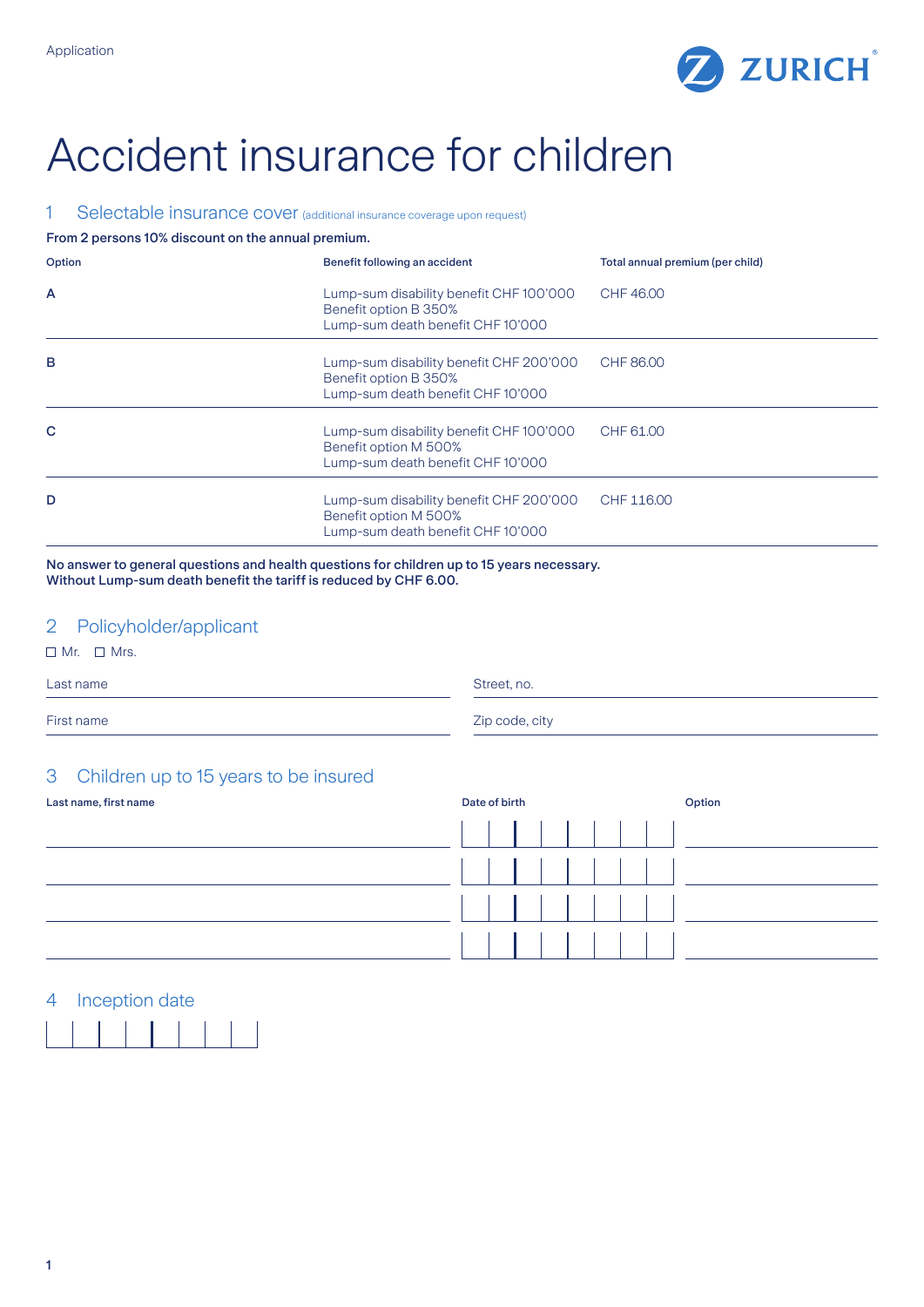# Accident insurance for children

## 1 Selectable insurance cover (additional insurance coverage upon request)

**From 2 persons 10% discount on the annual premium.**

| Option | Benefit following an accident | Total annual premium (per child) |
|---|---|---|
| A | Lump-sum disability benefit CHF 100'000<br>Benefit option B 350%<br>Lump-sum death benefit CHF 10'000 | CHF 46.00 |
| B | Lump-sum disability benefit CHF 200'000<br>Benefit option B 350%<br>Lump-sum death benefit CHF 10'000 | CHF 86.00 |
| C | Lump-sum disability benefit CHF 100'000<br>Benefit option M 500%<br>Lump-sum death benefit CHF 10'000 | CHF 61.00 |
| D | Lump-sum disability benefit CHF 200'000<br>Benefit option M 500%<br>Lump-sum death benefit CHF 10'000 | CHF 116.00 |

**No answer to general questions and health questions for children up to 15 years necessary.**
**Without Lump-sum death benefit the tariff is reduced by CHF 6.00.**

## 2 Policyholder/applicant

☐ Mr. ☐ Mrs.

| Last name | Street, no. |
|---|---|
| First name | Zip code, city |

## 3 Children up to 15 years to be insured

| Last name, first name | Date of birth | Option |
|---|---|---|
| | | |
| | | |
| | | |
| | | |

## 4 Inception date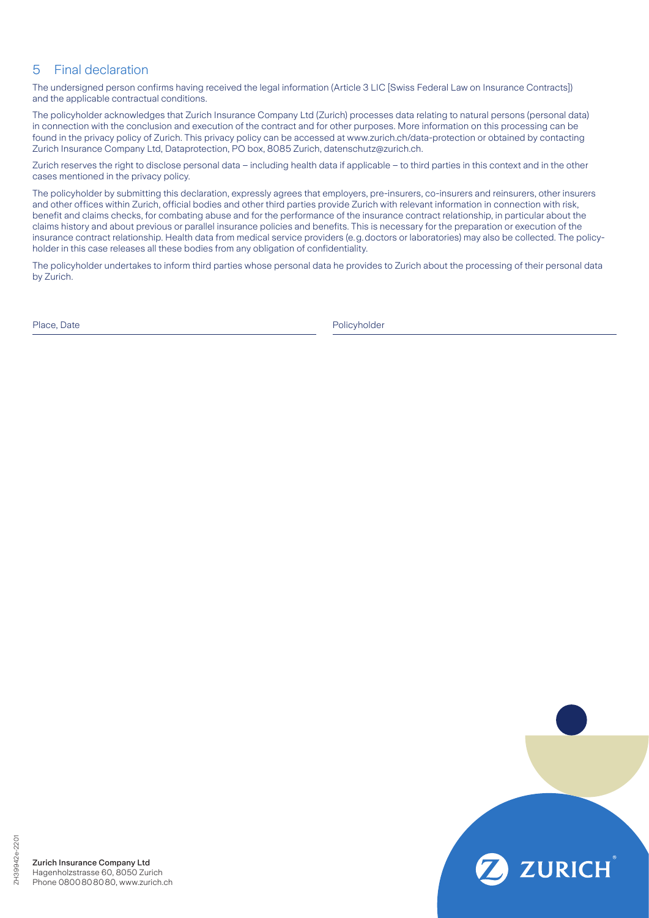## 5 Final declaration

The undersigned person confirms having received the legal information (Article 3 LIC [Swiss Federal Law on Insurance Contracts]) and the applicable contractual conditions.

The policyholder acknowledges that Zurich Insurance Company Ltd (Zurich) processes data relating to natural persons (personal data) in connection with the conclusion and execution of the contract and for other purposes. More information on this processing can be found in the privacy policy of Zurich. This privacy policy can be accessed at www.zurich.ch/data-protection or obtained by contacting Zurich Insurance Company Ltd, Dataprotection, PO box, 8085 Zurich, datenschutz@zurich.ch.

Zurich reserves the right to disclose personal data – including health data if applicable – to third parties in this context and in the other cases mentioned in the privacy policy.

The policyholder by submitting this declaration, expressly agrees that employers, pre-insurers, co-insurers and reinsurers, other insurers and other offices within Zurich, official bodies and other third parties provide Zurich with relevant information in connection with risk, benefit and claims checks, for combating abuse and for the performance of the insurance contract relationship, in particular about the claims history and about previous or parallel insurance policies and benefits. This is necessary for the preparation or execution of the insurance contract relationship. Health data from medical service providers (e. g. doctors or laboratories) may also be collected. The policyholder in this case releases all these bodies from any obligation of confidentiality.

The policyholder undertakes to inform third parties whose personal data he provides to Zurich about the processing of their personal data by Zurich.

Place, Date ______________________________ Policyholder ______________________________

ZH39942e-2201

**Zurich Insurance Company Ltd**
Hagenholzstrasse 60, 8050 Zurich
Phone 0800 80 80 80, www.zurich.ch

ZURICH®